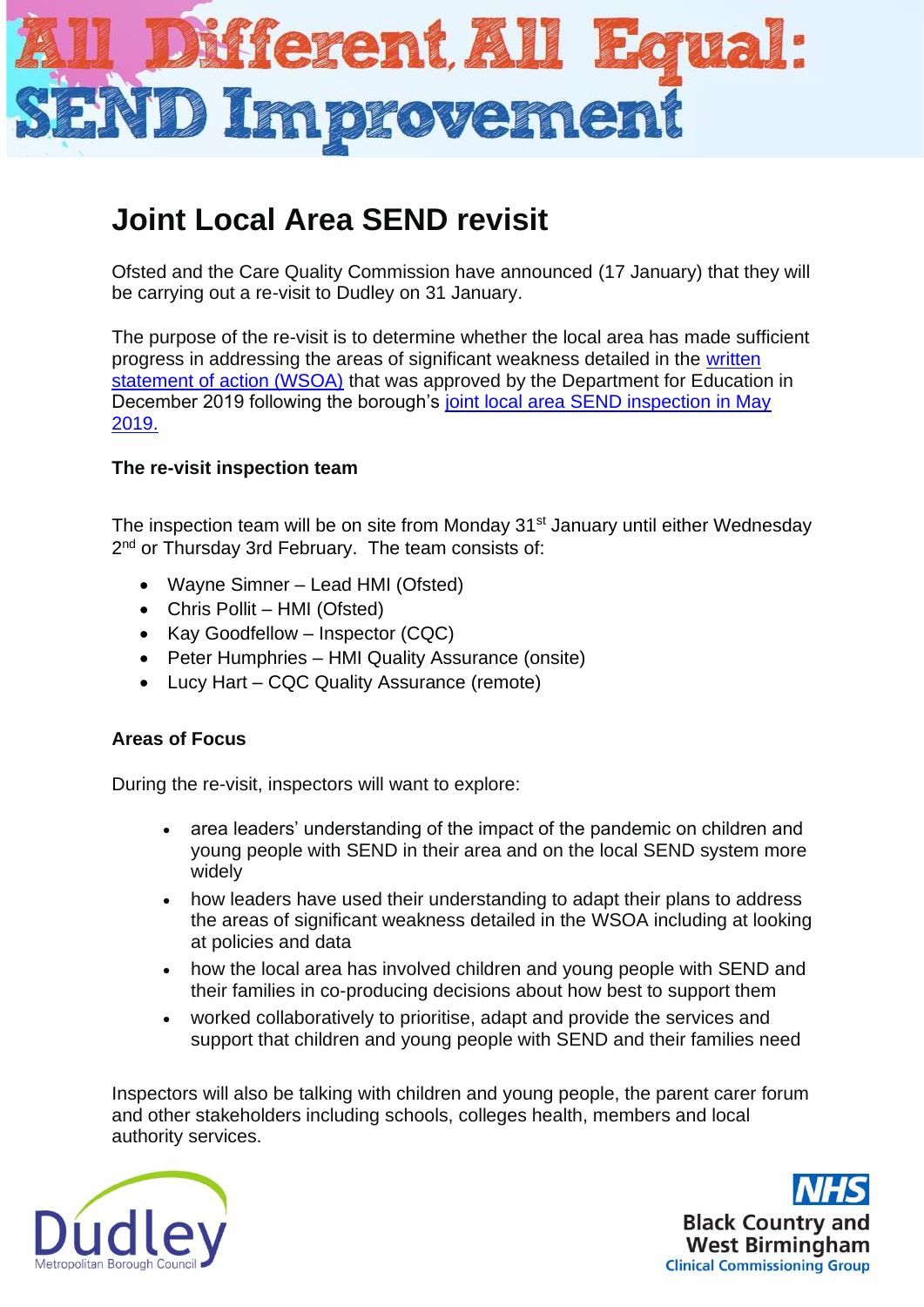# All Different, All Equal: SEND Improvement

## Joint Local Area SEND revisit

Ofsted and the Care Quality Commission have announced (17 January) that they will be carrying out a re-visit to Dudley on 31 January.

The purpose of the re-visit is to determine whether the local area has made sufficient progress in addressing the areas of significant weakness detailed in the written statement of action (WSOA) that was approved by the Department for Education in December 2019 following the borough's joint local area SEND inspection in May 2019.

### The re-visit inspection team

The inspection team will be on site from Monday 31st January until either Wednesday 2nd or Thursday 3rd February. The team consists of:

- Wayne Simner – Lead HMI (Ofsted)
- Chris Pollit – HMI (Ofsted)
- Kay Goodfellow – Inspector (CQC)
- Peter Humphries – HMI Quality Assurance (onsite)
- Lucy Hart – CQC Quality Assurance (remote)

### Areas of Focus

During the re-visit, inspectors will want to explore:

- area leaders' understanding of the impact of the pandemic on children and young people with SEND in their area and on the local SEND system more widely
- how leaders have used their understanding to adapt their plans to address the areas of significant weakness detailed in the WSOA including at looking at policies and data
- how the local area has involved children and young people with SEND and their families in co-producing decisions about how best to support them
- worked collaboratively to prioritise, adapt and provide the services and support that children and young people with SEND and their families need

Inspectors will also be talking with children and young people, the parent carer forum and other stakeholders including schools, colleges health, members and local authority services.

Dudley Metropolitan Borough Council

NHS Black Country and West Birmingham Clinical Commissioning Group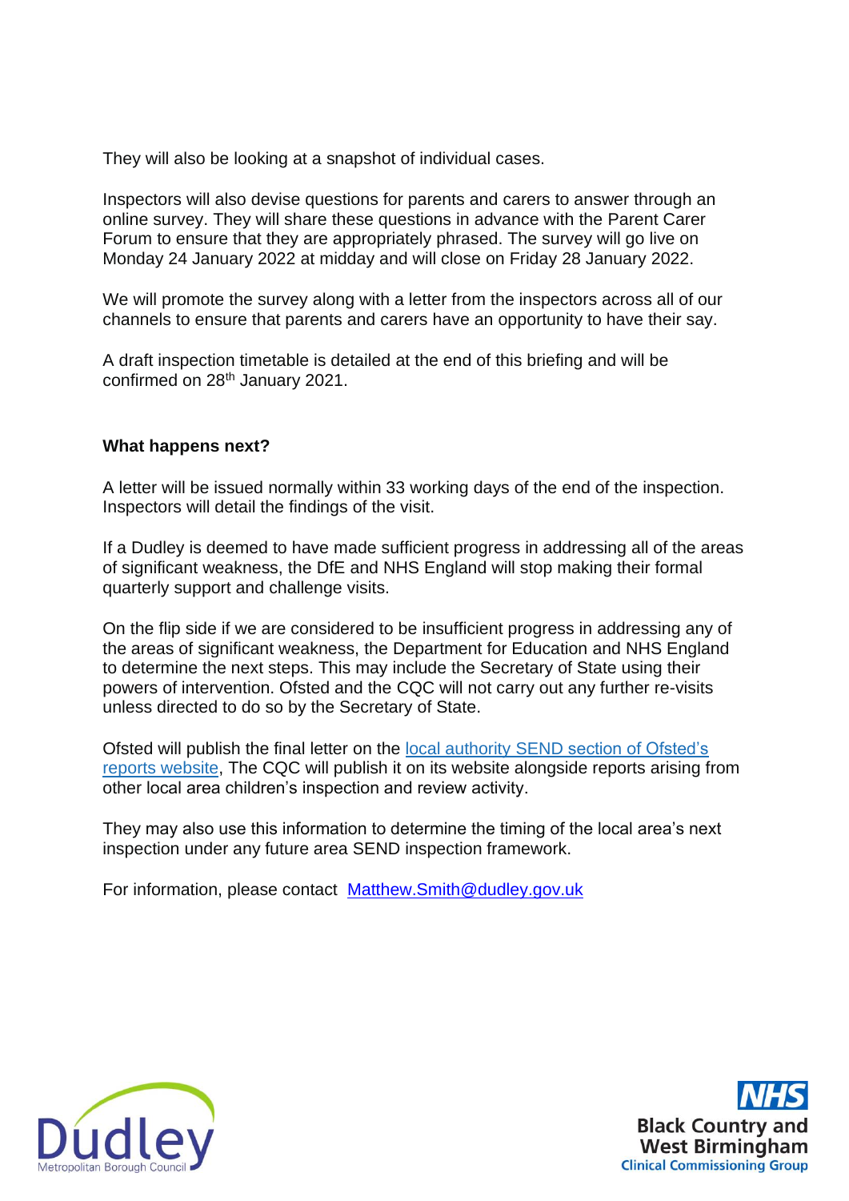They will also be looking at a snapshot of individual cases.

Inspectors will also devise questions for parents and carers to answer through an online survey. They will share these questions in advance with the Parent Carer Forum to ensure that they are appropriately phrased. The survey will go live on Monday 24 January 2022 at midday and will close on Friday 28 January 2022.

We will promote the survey along with a letter from the inspectors across all of our channels to ensure that parents and carers have an opportunity to have their say.

A draft inspection timetable is detailed at the end of this briefing and will be confirmed on 28th January 2021.

**What happens next?**

A letter will be issued normally within 33 working days of the end of the inspection. Inspectors will detail the findings of the visit.

If a Dudley is deemed to have made sufficient progress in addressing all of the areas of significant weakness, the DfE and NHS England will stop making their formal quarterly support and challenge visits.

On the flip side if we are considered to be insufficient progress in addressing any of the areas of significant weakness, the Department for Education and NHS England to determine the next steps. This may include the Secretary of State using their powers of intervention. Ofsted and the CQC will not carry out any further re-visits unless directed to do so by the Secretary of State.

Ofsted will publish the final letter on the local authority SEND section of Ofsted's reports website, The CQC will publish it on its website alongside reports arising from other local area children's inspection and review activity.

They may also use this information to determine the timing of the local area's next inspection under any future area SEND inspection framework.

For information, please contact Matthew.Smith@dudley.gov.uk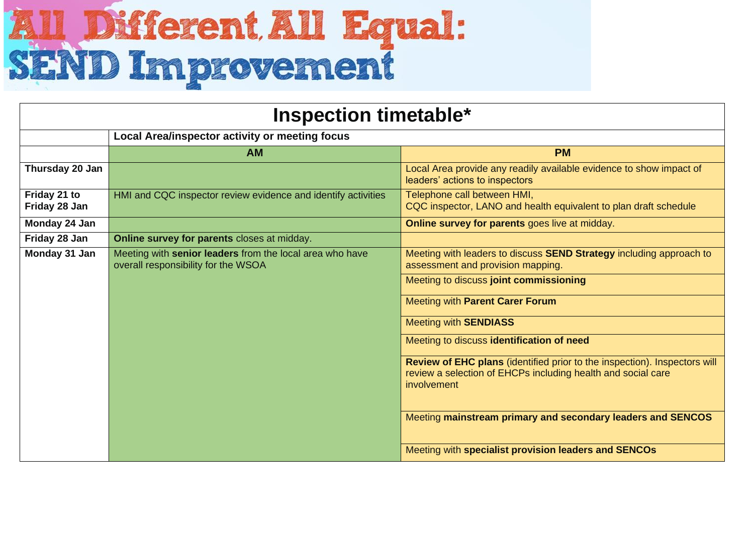# All Different, All Equal: SEND Improvement

## Inspection timetable*

| | Local Area/inspector activity or meeting focus | |
|---|---|---|
| | **AM** | **PM** |
| **Thursday 20 Jan** | | Local Area provide any readily available evidence to show impact of leaders' actions to inspectors |
| **Friday 21 to Friday 28 Jan** | HMI and CQC inspector review evidence and identify activities | Telephone call between HMI, CQC inspector, LANO and health equivalent to plan draft schedule |
| **Monday 24 Jan** | | **Online survey for parents** goes live at midday. |
| **Friday 28 Jan** | **Online survey for parents** closes at midday. | |
| **Monday 31 Jan** | Meeting with **senior leaders** from the local area who have overall responsibility for the WSOA | Meeting with leaders to discuss **SEND Strategy** including approach to assessment and provision mapping. |
| | | Meeting to discuss **joint commissioning** |
| | | Meeting with **Parent Carer Forum** |
| | | Meeting with **SENDIASS** |
| | | Meeting to discuss **identification of need** |
| | | **Review of EHC plans** (identified prior to the inspection). Inspectors will review a selection of EHCPs including health and social care involvement |
| | | Meeting **mainstream primary and secondary leaders and SENCOS** |
| | | Meeting with **specialist provision leaders and SENCOs** |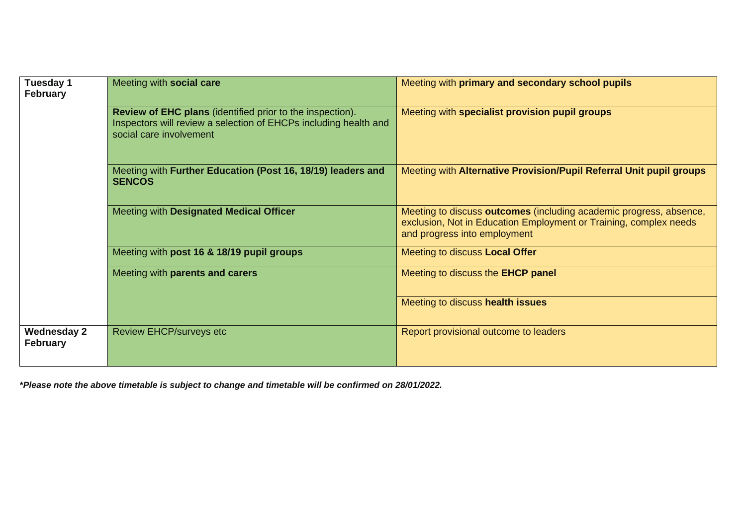| | | |
|---|---|---|
| **Tuesday 1 February** | Meeting with **social care** | Meeting with **primary and secondary school pupils** |
| | **Review of EHC plans** (identified prior to the inspection). Inspectors will review a selection of EHCPs including health and social care involvement | Meeting with **specialist provision pupil groups** |
| | Meeting with **Further Education (Post 16, 18/19) leaders and SENCOS** | Meeting with **Alternative Provision/Pupil Referral Unit pupil groups** |
| | Meeting with **Designated Medical Officer** | Meeting to discuss **outcomes** (including academic progress, absence, exclusion, Not in Education Employment or Training, complex needs and progress into employment |
| | Meeting with **post 16 & 18/19 pupil groups** | Meeting to discuss **Local Offer** |
| | Meeting with **parents and carers** | Meeting to discuss the **EHCP panel** |
| | | Meeting to discuss **health issues** |
| **Wednesday 2 February** | Review EHCP/surveys etc | Report provisional outcome to leaders |

***Please note the above timetable is subject to change and timetable will be confirmed on 28/01/2022.***